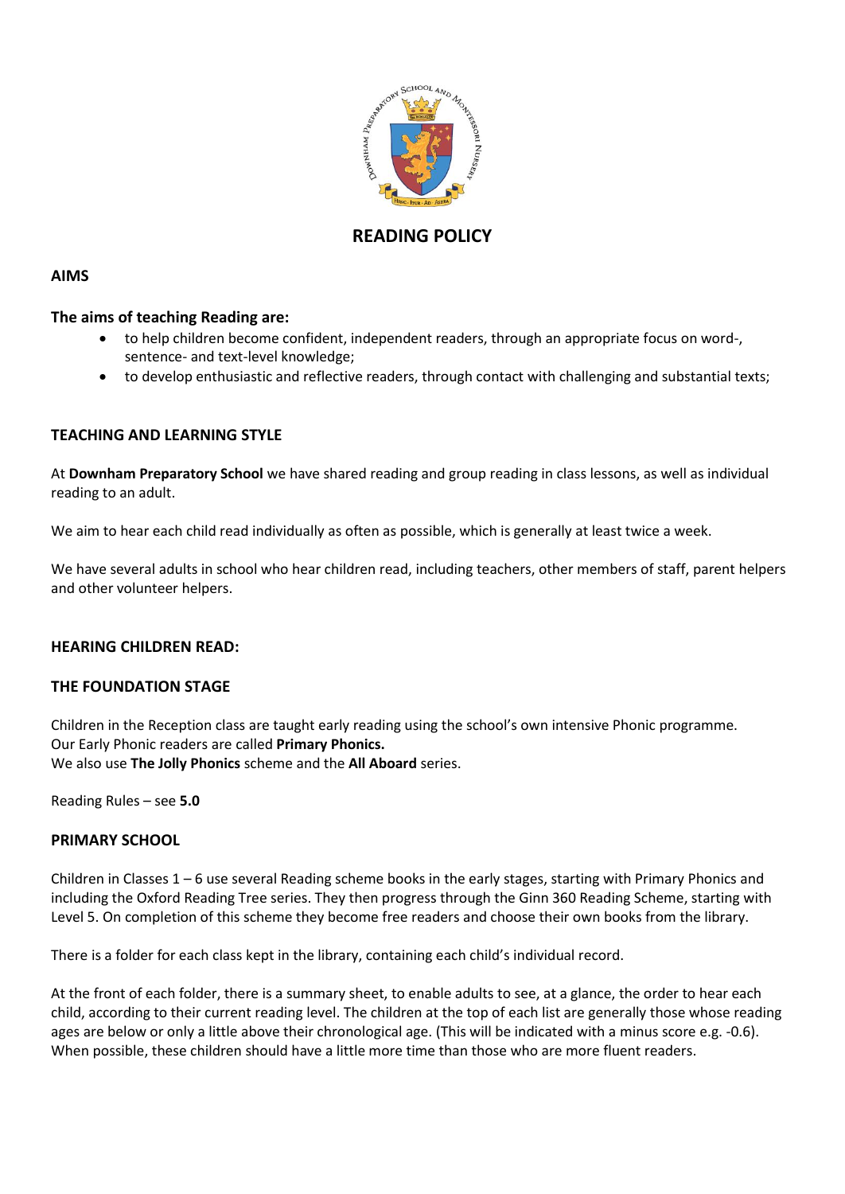# READING POLICY

## AIMS

### The aims of teaching Reading are:

- to help children become confident, independent readers, through an appropriate focus on word-, sentence- and text-level knowledge;
- to develop enthusiastic and reflective readers, through contact with challenging and substantial texts;

## TEACHING AND LEARNING STYLE

At **Downham Preparatory School** we have shared reading and group reading in class lessons, as well as individual reading to an adult.

We aim to hear each child read individually as often as possible, which is generally at least twice a week.

We have several adults in school who hear children read, including teachers, other members of staff, parent helpers and other volunteer helpers.

## HEARING CHILDREN READ:

### THE FOUNDATION STAGE

Children in the Reception class are taught early reading using the school's own intensive Phonic programme.
Our Early Phonic readers are called **Primary Phonics.**
We also use **The Jolly Phonics** scheme and the **All Aboard** series.

Reading Rules – see **5.0**

### PRIMARY SCHOOL

Children in Classes 1 – 6 use several Reading scheme books in the early stages, starting with Primary Phonics and including the Oxford Reading Tree series. They then progress through the Ginn 360 Reading Scheme, starting with Level 5. On completion of this scheme they become free readers and choose their own books from the library.

There is a folder for each class kept in the library, containing each child's individual record.

At the front of each folder, there is a summary sheet, to enable adults to see, at a glance, the order to hear each child, according to their current reading level. The children at the top of each list are generally those whose reading ages are below or only a little above their chronological age. (This will be indicated with a minus score e.g. -0.6). When possible, these children should have a little more time than those who are more fluent readers.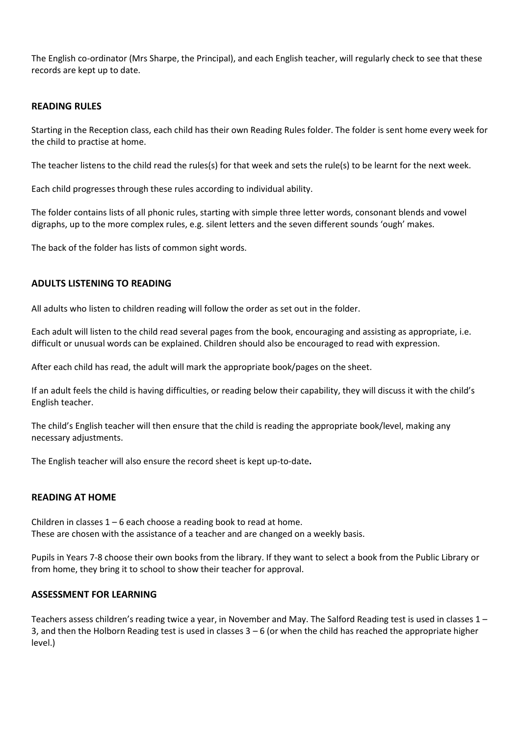The English co-ordinator (Mrs Sharpe, the Principal), and each English teacher, will regularly check to see that these records are kept up to date.

## READING RULES

Starting in the Reception class, each child has their own Reading Rules folder. The folder is sent home every week for the child to practise at home.

The teacher listens to the child read the rules(s) for that week and sets the rule(s) to be learnt for the next week.

Each child progresses through these rules according to individual ability.

The folder contains lists of all phonic rules, starting with simple three letter words, consonant blends and vowel digraphs, up to the more complex rules, e.g. silent letters and the seven different sounds 'ough' makes.

The back of the folder has lists of common sight words.

## ADULTS LISTENING TO READING

All adults who listen to children reading will follow the order as set out in the folder.

Each adult will listen to the child read several pages from the book, encouraging and assisting as appropriate, i.e. difficult or unusual words can be explained. Children should also be encouraged to read with expression.

After each child has read, the adult will mark the appropriate book/pages on the sheet.

If an adult feels the child is having difficulties, or reading below their capability, they will discuss it with the child's English teacher.

The child's English teacher will then ensure that the child is reading the appropriate book/level, making any necessary adjustments.

The English teacher will also ensure the record sheet is kept up-to-date**.**

## READING AT HOME

Children in classes 1 – 6 each choose a reading book to read at home.
These are chosen with the assistance of a teacher and are changed on a weekly basis.

Pupils in Years 7-8 choose their own books from the library. If they want to select a book from the Public Library or from home, they bring it to school to show their teacher for approval.

## ASSESSMENT FOR LEARNING

Teachers assess children's reading twice a year, in November and May. The Salford Reading test is used in classes 1 – 3, and then the Holborn Reading test is used in classes 3 – 6 (or when the child has reached the appropriate higher level.)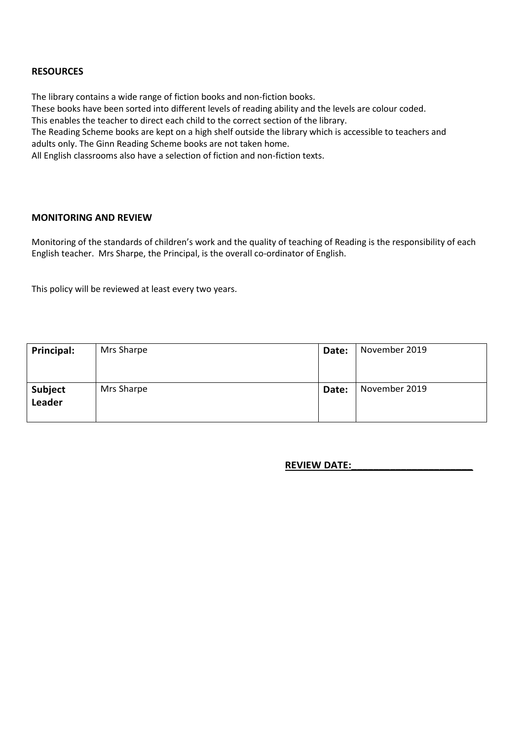## RESOURCES

The library contains a wide range of fiction books and non-fiction books.
These books have been sorted into different levels of reading ability and the levels are colour coded.
This enables the teacher to direct each child to the correct section of the library.
The Reading Scheme books are kept on a high shelf outside the library which is accessible to teachers and adults only. The Ginn Reading Scheme books are not taken home.
All English classrooms also have a selection of fiction and non-fiction texts.

## MONITORING AND REVIEW

Monitoring of the standards of children's work and the quality of teaching of Reading is the responsibility of each English teacher. Mrs Sharpe, the Principal, is the overall co-ordinator of English.

This policy will be reviewed at least every two years.

| | | | |
|---|---|---|---|
| **Principal:** | Mrs Sharpe | **Date:** | November 2019 |
| **Subject Leader** | Mrs Sharpe | **Date:** | November 2019 |

**REVIEW DATE:______________________**